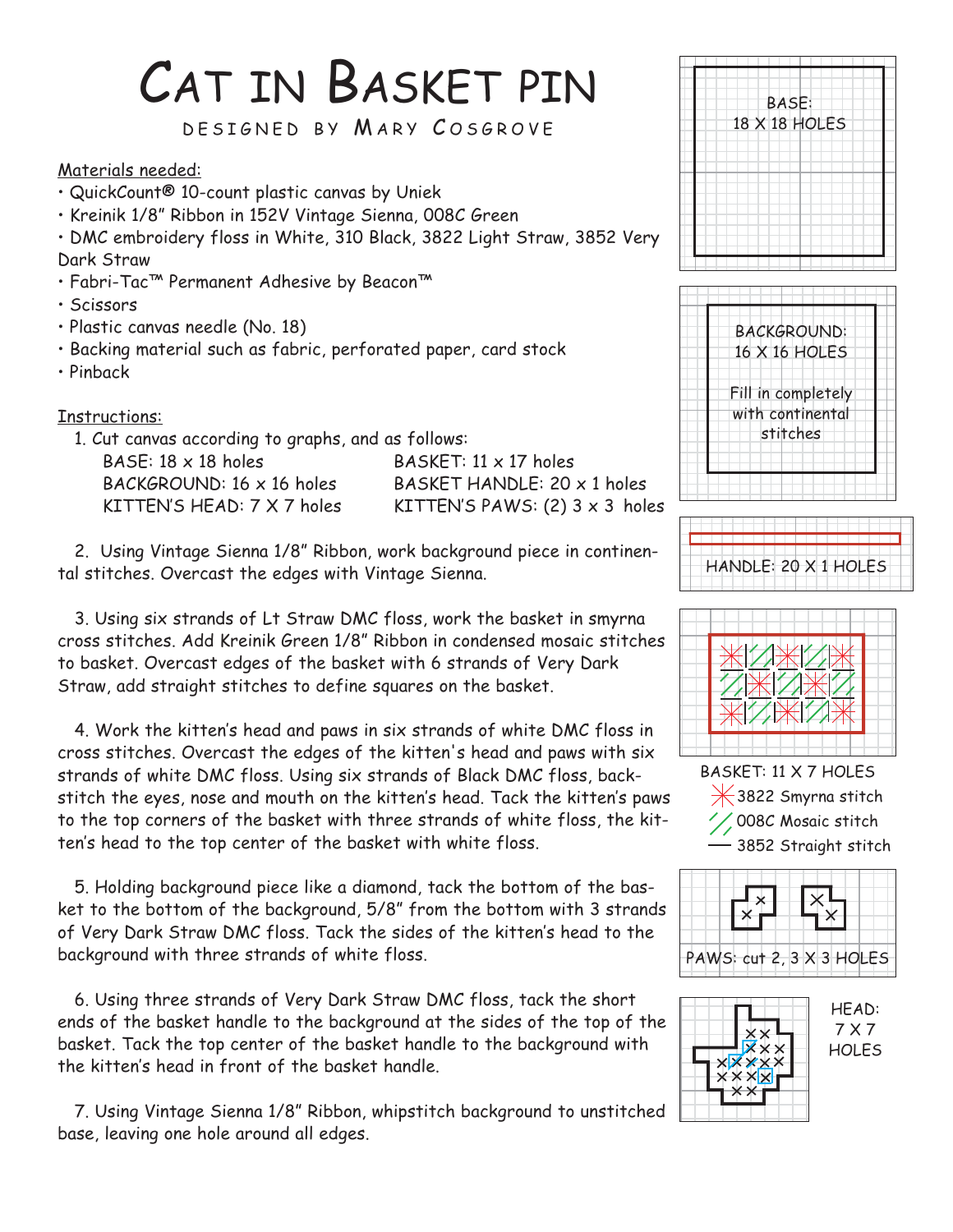# Cat in Basket pin

DESIGNED BY MARY COSGROVE

Materials needed:

- QuickCount® 10-count plastic canvas by Uniek
- Kreinik 1/8" Ribbon in 152V Vintage Sienna, 008C Green
- DMC embroidery floss in White, 310 Black, 3822 Light Straw, 3852 Very Dark Straw
- Fabri-Tac™ Permanent Adhesive by Beacon™
- Scissors
- Plastic canvas needle (No. 18)
- Backing material such as fabric, perforated paper, card stock
- Pinback

Instructions:

1. Cut canvas according to graphs, and as follows:

| | |
|---|---|
| BASE: 18 x 18 holes | BASKET: 11 x 17 holes |
| BACKGROUND: 16 x 16 holes | BASKET HANDLE: 20 x 1 holes |
| KITTEN'S HEAD: 7 X 7 holes | KITTEN'S PAWS: (2) 3 x 3 holes |

2. Using Vintage Sienna 1/8" Ribbon, work background piece in continental stitches. Overcast the edges with Vintage Sienna.

3. Using six strands of Lt Straw DMC floss, work the basket in smyrna cross stitches. Add Kreinik Green 1/8" Ribbon in condensed mosaic stitches to basket. Overcast edges of the basket with 6 strands of Very Dark Straw, add straight stitches to define squares on the basket.

4. Work the kitten's head and paws in six strands of white DMC floss in cross stitches. Overcast the edges of the kitten's head and paws with six strands of white DMC floss. Using six strands of Black DMC floss, backstitch the eyes, nose and mouth on the kitten's head. Tack the kitten's paws to the top corners of the basket with three strands of white floss, the kitten's head to the top center of the basket with white floss.

5. Holding background piece like a diamond, tack the bottom of the basket to the bottom of the background, 5/8" from the bottom with 3 strands of Very Dark Straw DMC floss. Tack the sides of the kitten's head to the background with three strands of white floss.

6. Using three strands of Very Dark Straw DMC floss, tack the short ends of the basket handle to the background at the sides of the top of the basket. Tack the top center of the basket handle to the background with the kitten's head in front of the basket handle.

7. Using Vintage Sienna 1/8" Ribbon, whipstitch background to unstitched base, leaving one hole around all edges.

BASE: 18 X 18 HOLES

BACKGROUND: 16 X 16 HOLES

Fill in completely with continental stitches

HANDLE: 20 X 1 HOLES

BASKET: 11 X 7 HOLES

- 3822 Smyrna stitch
- 008C Mosaic stitch
- 3852 Straight stitch

PAWS: cut 2, 3 X 3 HOLES

HEAD: 7 X 7 HOLES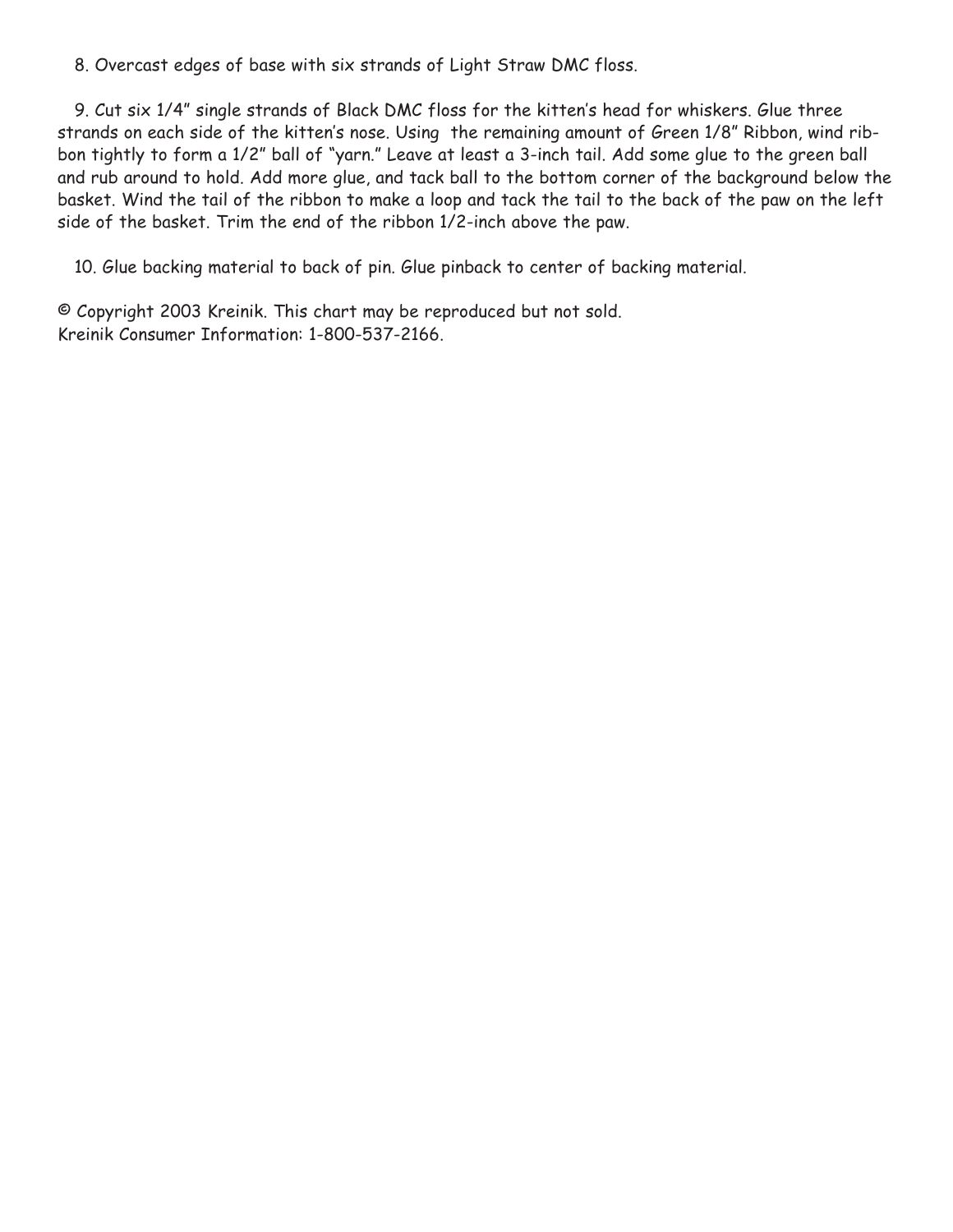8. Overcast edges of base with six strands of Light Straw DMC floss.

9. Cut six 1/4" single strands of Black DMC floss for the kitten's head for whiskers. Glue three strands on each side of the kitten's nose. Using the remaining amount of Green 1/8" Ribbon, wind ribbon tightly to form a 1/2" ball of "yarn." Leave at least a 3-inch tail. Add some glue to the green ball and rub around to hold. Add more glue, and tack ball to the bottom corner of the background below the basket. Wind the tail of the ribbon to make a loop and tack the tail to the back of the paw on the left side of the basket. Trim the end of the ribbon 1/2-inch above the paw.

10. Glue backing material to back of pin. Glue pinback to center of backing material.

© Copyright 2003 Kreinik. This chart may be reproduced but not sold.
Kreinik Consumer Information: 1-800-537-2166.